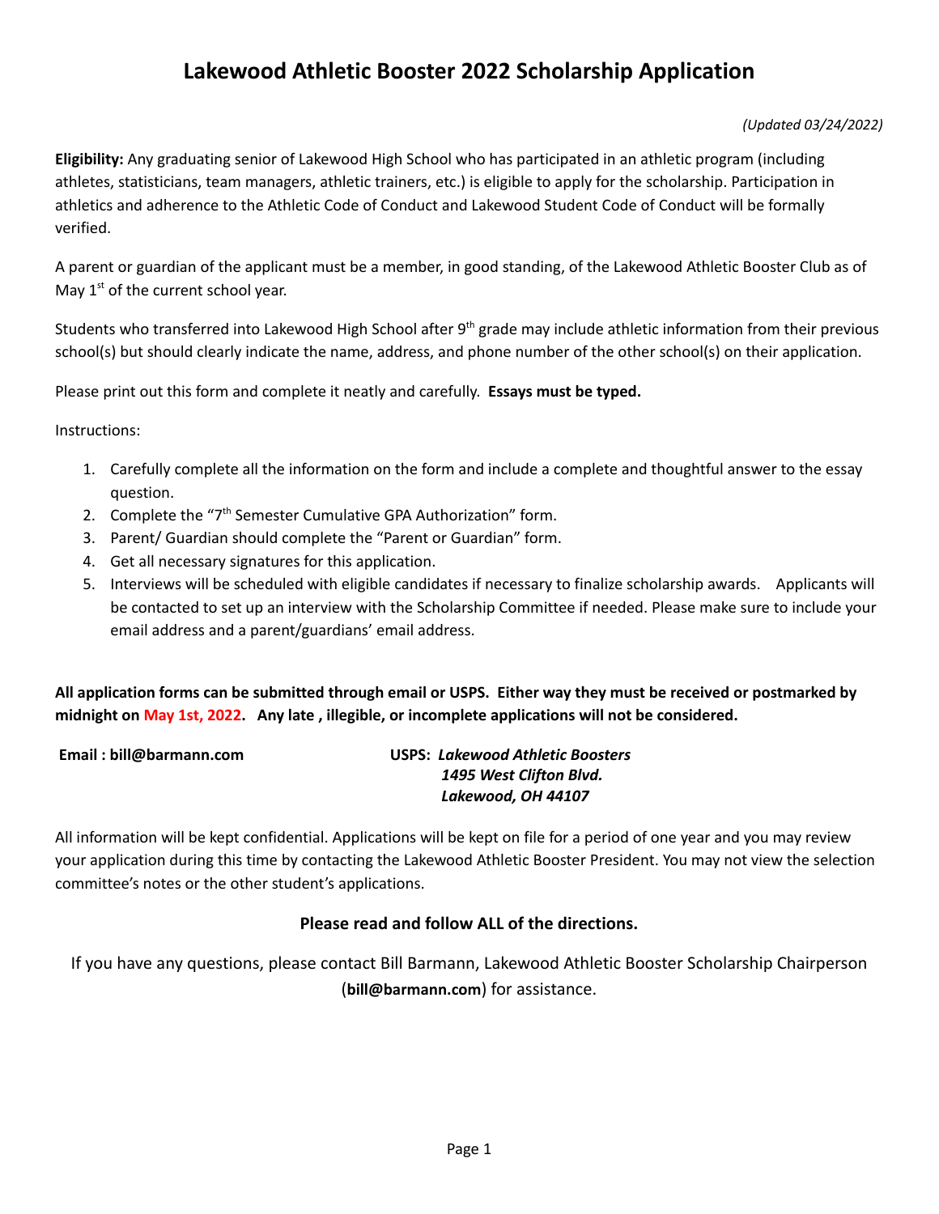# Lakewood Athletic Booster 2022 Scholarship Application

*(Updated 03/24/2022)*

**Eligibility:** Any graduating senior of Lakewood High School who has participated in an athletic program (including athletes, statisticians, team managers, athletic trainers, etc.) is eligible to apply for the scholarship. Participation in athletics and adherence to the Athletic Code of Conduct and Lakewood Student Code of Conduct will be formally verified.

A parent or guardian of the applicant must be a member, in good standing, of the Lakewood Athletic Booster Club as of May 1st of the current school year.

Students who transferred into Lakewood High School after 9th grade may include athletic information from their previous school(s) but should clearly indicate the name, address, and phone number of the other school(s) on their application.

Please print out this form and complete it neatly and carefully. **Essays must be typed.**

Instructions:

1. Carefully complete all the information on the form and include a complete and thoughtful answer to the essay question.
2. Complete the "7th Semester Cumulative GPA Authorization" form.
3. Parent/ Guardian should complete the "Parent or Guardian" form.
4. Get all necessary signatures for this application.
5. Interviews will be scheduled with eligible candidates if necessary to finalize scholarship awards. Applicants will be contacted to set up an interview with the Scholarship Committee if needed. Please make sure to include your email address and a parent/guardians' email address.

**All application forms can be submitted through email or USPS. Either way they must be received or postmarked by midnight on May 1st, 2022. Any late , illegible, or incomplete applications will not be considered.**

**Email : bill@barmann.com**

**USPS:** ***Lakewood Athletic Boosters***
***1495 West Clifton Blvd.***
***Lakewood, OH 44107***

All information will be kept confidential. Applications will be kept on file for a period of one year and you may review your application during this time by contacting the Lakewood Athletic Booster President. You may not view the selection committee's notes or the other student's applications.

**Please read and follow ALL of the directions.**

If you have any questions, please contact Bill Barmann, Lakewood Athletic Booster Scholarship Chairperson (**bill@barmann.com**) for assistance.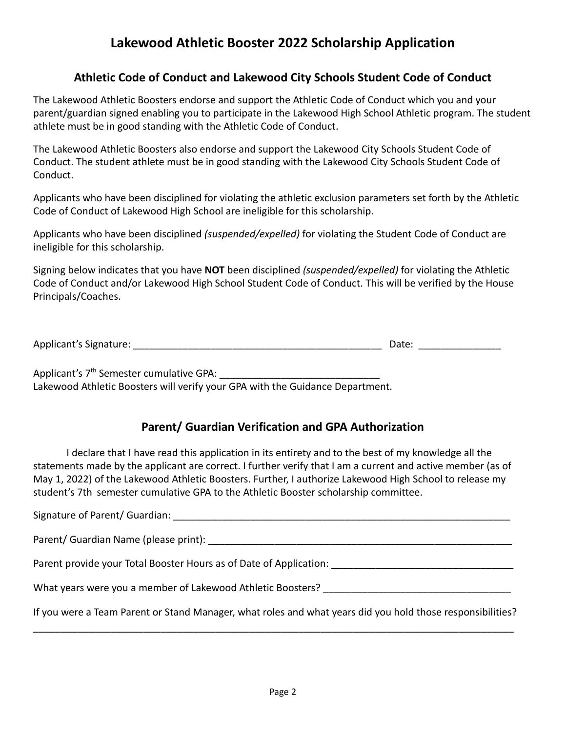# Lakewood Athletic Booster 2022 Scholarship Application

## Athletic Code of Conduct and Lakewood City Schools Student Code of Conduct

The Lakewood Athletic Boosters endorse and support the Athletic Code of Conduct which you and your parent/guardian signed enabling you to participate in the Lakewood High School Athletic program. The student athlete must be in good standing with the Athletic Code of Conduct.

The Lakewood Athletic Boosters also endorse and support the Lakewood City Schools Student Code of Conduct. The student athlete must be in good standing with the Lakewood City Schools Student Code of Conduct.

Applicants who have been disciplined for violating the athletic exclusion parameters set forth by the Athletic Code of Conduct of Lakewood High School are ineligible for this scholarship.

Applicants who have been disciplined *(suspended/expelled)* for violating the Student Code of Conduct are ineligible for this scholarship.

Signing below indicates that you have **NOT** been disciplined *(suspended/expelled)* for violating the Athletic Code of Conduct and/or Lakewood High School Student Code of Conduct. This will be verified by the House Principals/Coaches.

Applicant's Signature: _______________________________________________ Date: _______________

Applicant's 7th Semester cumulative GPA: ____________________________
Lakewood Athletic Boosters will verify your GPA with the Guidance Department.

## Parent/ Guardian Verification and GPA Authorization

I declare that I have read this application in its entirety and to the best of my knowledge all the statements made by the applicant are correct. I further verify that I am a current and active member (as of May 1, 2022) of the Lakewood Athletic Boosters. Further, I authorize Lakewood High School to release my student's 7th semester cumulative GPA to the Athletic Booster scholarship committee.

Signature of Parent/ Guardian: _______________________________________________________________

Parent/ Guardian Name (please print): __________________________________________________________

Parent provide your Total Booster Hours as of Date of Application: ________________________________

What years were you a member of Lakewood Athletic Boosters? ________________________________

If you were a Team Parent or Stand Manager, what roles and what years did you hold those responsibilities?

_____________________________________________________________________________________________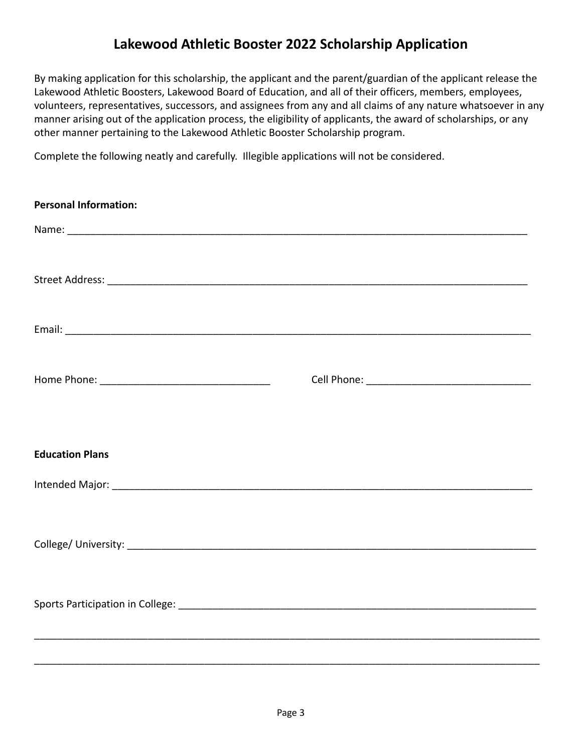# Lakewood Athletic Booster 2022 Scholarship Application

By making application for this scholarship, the applicant and the parent/guardian of the applicant release the Lakewood Athletic Boosters, Lakewood Board of Education, and all of their officers, members, employees, volunteers, representatives, successors, and assignees from any and all claims of any nature whatsoever in any manner arising out of the application process, the eligibility of applicants, the award of scholarships, or any other manner pertaining to the Lakewood Athletic Booster Scholarship program.

Complete the following neatly and carefully. Illegible applications will not be considered.

**Personal Information:**

Name: ___________________________________________________________________________________

Street Address: ____________________________________________________________________________

Email: ___________________________________________________________________________________

Home Phone: ______________________________ Cell Phone: _____________________________

**Education Plans**

Intended Major: ____________________________________________________________________________

College/ University: _________________________________________________________________________

Sports Participation in College: _______________________________________________________________

_______________________________________________________________________________________________

_______________________________________________________________________________________________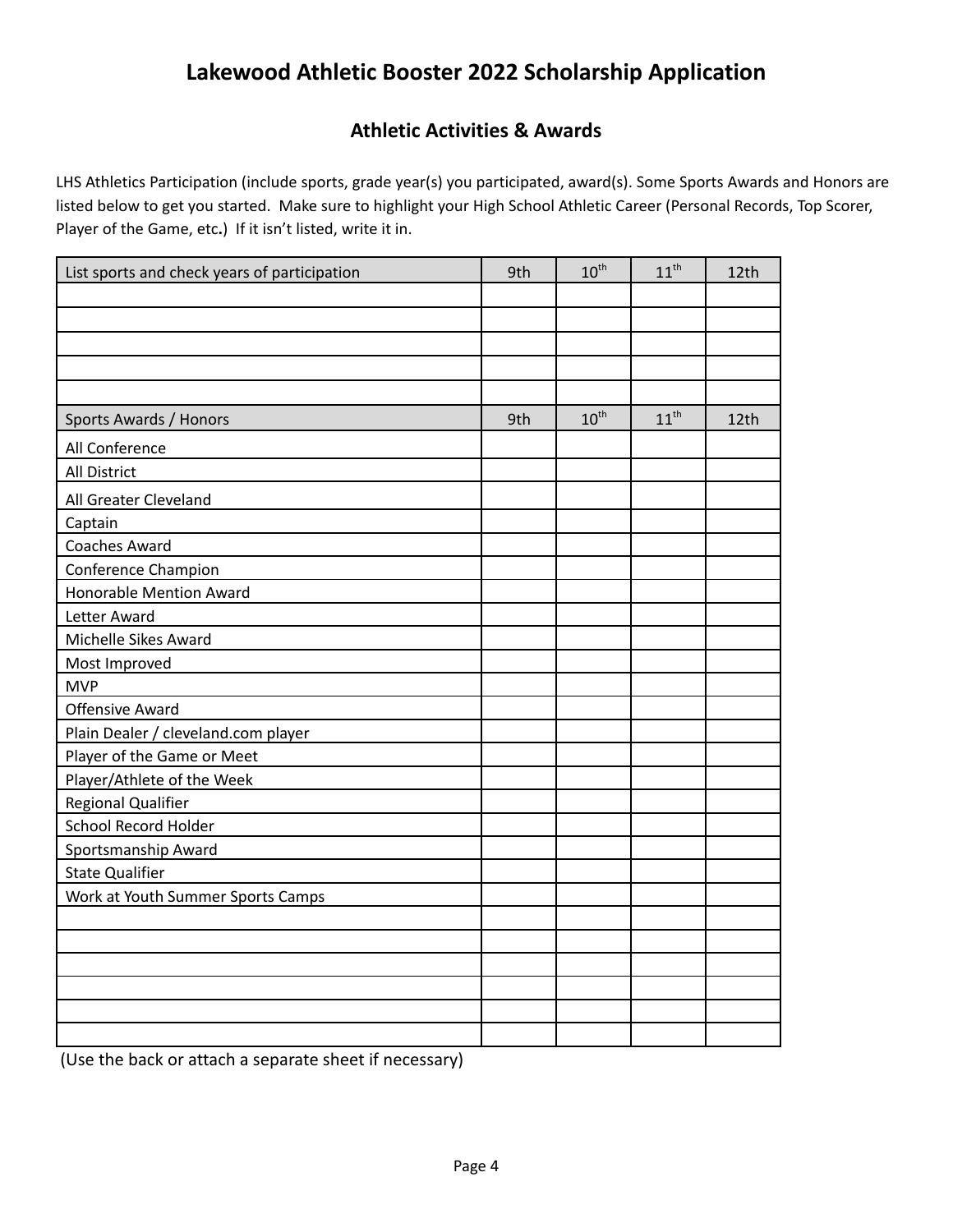# Lakewood Athletic Booster 2022 Scholarship Application

## Athletic Activities & Awards

LHS Athletics Participation (include sports, grade year(s) you participated, award(s). Some Sports Awards and Honors are listed below to get you started. Make sure to highlight your High School Athletic Career (Personal Records, Top Scorer, Player of the Game, etc.) If it isn't listed, write it in.

| List sports and check years of participation | 9th | 10th | 11th | 12th |
|---|---|---|---|---|
| | | | | |
| | | | | |
| | | | | |
| | | | | |
| | | | | |
| **Sports Awards / Honors** | **9th** | **10th** | **11th** | **12th** |
| All Conference | | | | |
| All District | | | | |
| All Greater Cleveland | | | | |
| Captain | | | | |
| Coaches Award | | | | |
| Conference Champion | | | | |
| Honorable Mention Award | | | | |
| Letter Award | | | | |
| Michelle Sikes Award | | | | |
| Most Improved | | | | |
| MVP | | | | |
| Offensive Award | | | | |
| Plain Dealer / cleveland.com player | | | | |
| Player of the Game or Meet | | | | |
| Player/Athlete of the Week | | | | |
| Regional Qualifier | | | | |
| School Record Holder | | | | |
| Sportsmanship Award | | | | |
| State Qualifier | | | | |
| Work at Youth Summer Sports Camps | | | | |
| | | | | |
| | | | | |
| | | | | |
| | | | | |
| | | | | |
| | | | | |

(Use the back or attach a separate sheet if necessary)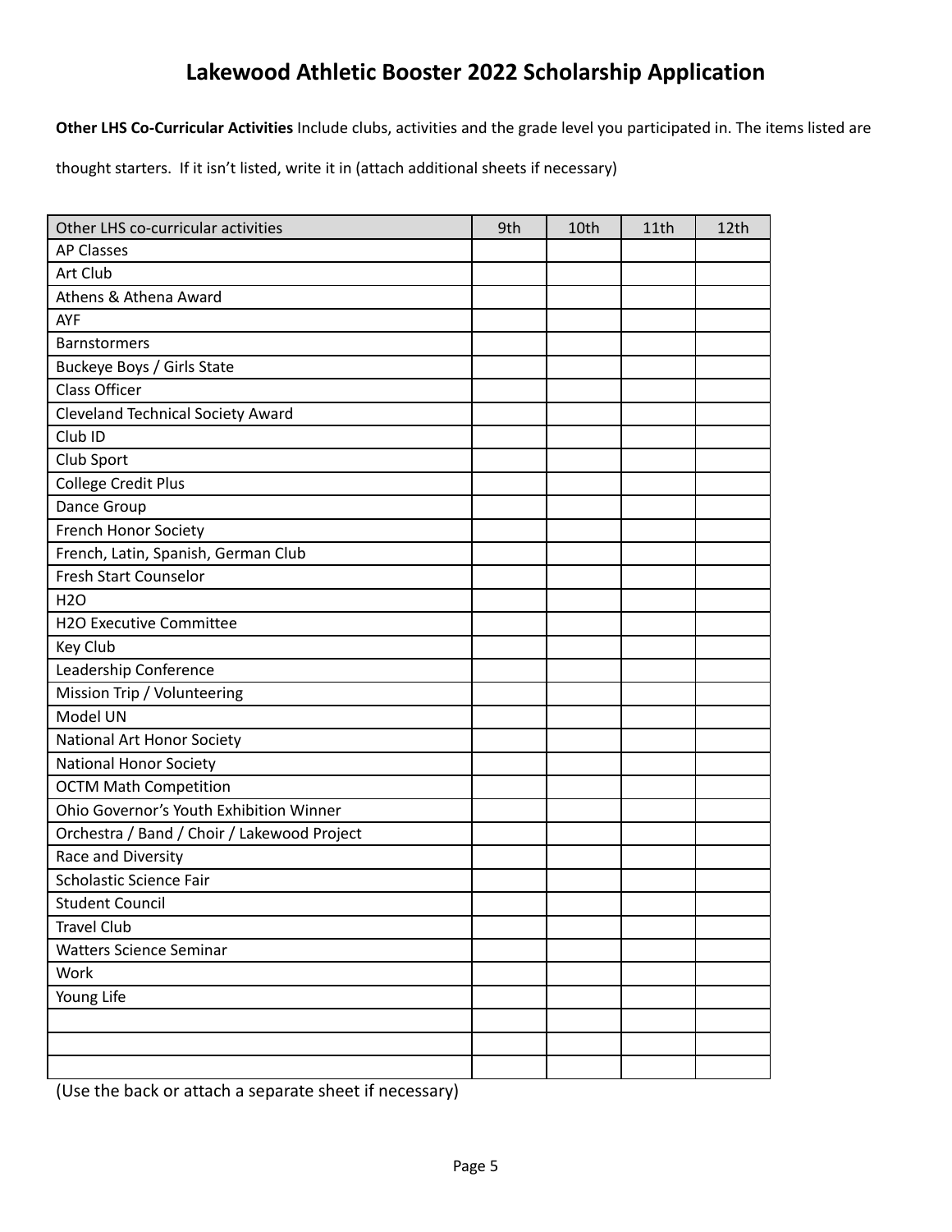# Lakewood Athletic Booster 2022 Scholarship Application

**Other LHS Co-Curricular Activities** Include clubs, activities and the grade level you participated in. The items listed are thought starters. If it isn't listed, write it in (attach additional sheets if necessary)

| Other LHS co-curricular activities | 9th | 10th | 11th | 12th |
|---|---|---|---|---|
| AP Classes | | | | |
| Art Club | | | | |
| Athens & Athena Award | | | | |
| AYF | | | | |
| Barnstormers | | | | |
| Buckeye Boys / Girls State | | | | |
| Class Officer | | | | |
| Cleveland Technical Society Award | | | | |
| Club ID | | | | |
| Club Sport | | | | |
| College Credit Plus | | | | |
| Dance Group | | | | |
| French Honor Society | | | | |
| French, Latin, Spanish, German Club | | | | |
| Fresh Start Counselor | | | | |
| H2O | | | | |
| H2O Executive Committee | | | | |
| Key Club | | | | |
| Leadership Conference | | | | |
| Mission Trip / Volunteering | | | | |
| Model UN | | | | |
| National Art Honor Society | | | | |
| National Honor Society | | | | |
| OCTM Math Competition | | | | |
| Ohio Governor's Youth Exhibition Winner | | | | |
| Orchestra / Band / Choir / Lakewood Project | | | | |
| Race and Diversity | | | | |
| Scholastic Science Fair | | | | |
| Student Council | | | | |
| Travel Club | | | | |
| Watters Science Seminar | | | | |
| Work | | | | |
| Young Life | | | | |
| | | | | |
| | | | | |
| | | | | |

(Use the back or attach a separate sheet if necessary)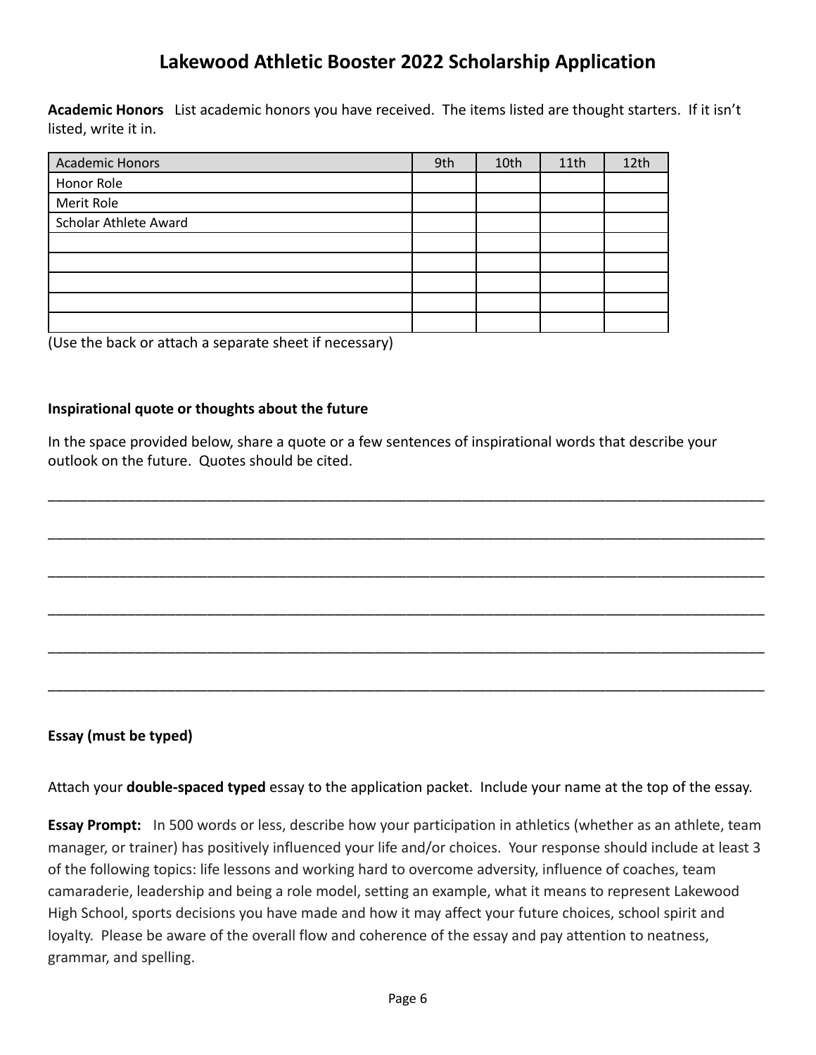# Lakewood Athletic Booster 2022 Scholarship Application

**Academic Honors** List academic honors you have received. The items listed are thought starters. If it isn't listed, write it in.

| Academic Honors | 9th | 10th | 11th | 12th |
|---|---|---|---|---|
| Honor Role | | | | |
| Merit Role | | | | |
| Scholar Athlete Award | | | | |
| | | | | |
| | | | | |
| | | | | |
| | | | | |
| | | | | |

(Use the back or attach a separate sheet if necessary)

**Inspirational quote or thoughts about the future**

In the space provided below, share a quote or a few sentences of inspirational words that describe your outlook on the future. Quotes should be cited.

_______________________________________________________________________________________

_______________________________________________________________________________________

_______________________________________________________________________________________

_______________________________________________________________________________________

_______________________________________________________________________________________

_______________________________________________________________________________________

**Essay (must be typed)**

Attach your **double-spaced typed** essay to the application packet. Include your name at the top of the essay.

**Essay Prompt:** In 500 words or less, describe how your participation in athletics (whether as an athlete, team manager, or trainer) has positively influenced your life and/or choices. Your response should include at least 3 of the following topics: life lessons and working hard to overcome adversity, influence of coaches, team camaraderie, leadership and being a role model, setting an example, what it means to represent Lakewood High School, sports decisions you have made and how it may affect your future choices, school spirit and loyalty. Please be aware of the overall flow and coherence of the essay and pay attention to neatness, grammar, and spelling.